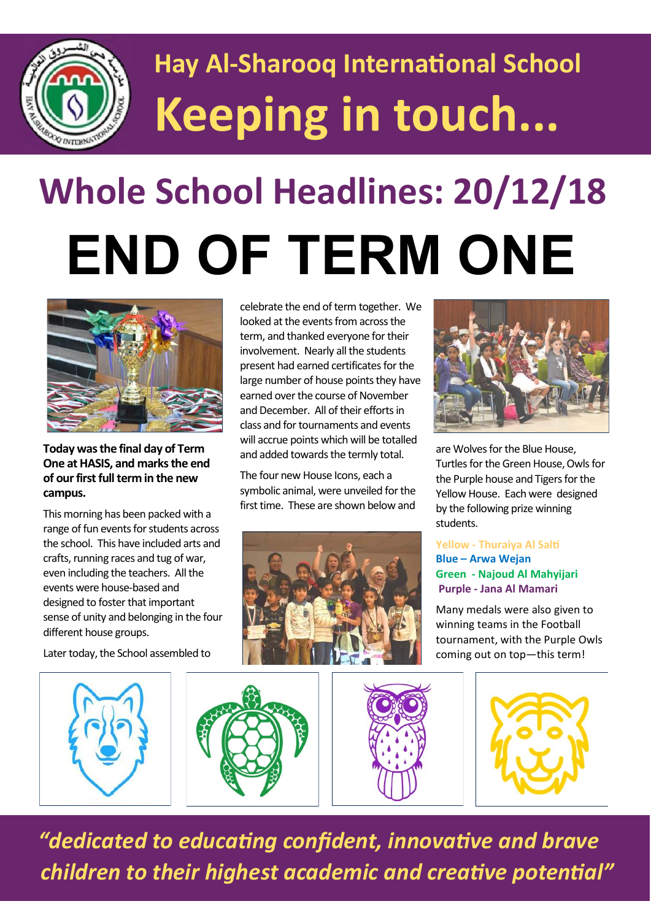# Hay Al-Sharooq International School

# Keeping in touch...

## Whole School Headlines: 20/12/18

# END OF TERM ONE

**Today was the final day of Term One at HASIS, and marks the end of our first full term in the new campus.**

This morning has been packed with a range of fun events for students across the school. This have included arts and crafts, running races and tug of war, even including the teachers. All the events were house-based and designed to foster that important sense of unity and belonging in the four different house groups.

Later today, the School assembled to celebrate the end of term together. We looked at the events from across the term, and thanked everyone for their involvement. Nearly all the students present had earned certificates for the large number of house points they have earned over the course of November and December. All of their efforts in class and for tournaments and events will accrue points which will be totalled and added towards the termly total.

The four new House Icons, each a symbolic animal, were unveiled for the first time. These are shown below and are Wolves for the Blue House, Turtles for the Green House, Owls for the Purple house and Tigers for the Yellow House. Each were designed by the following prize winning students.

**Yellow - Thuraiya Al Salti**
**Blue – Arwa Wejan**
**Green - Najoud Al Mahyijari**
**Purple - Jana Al Mamari**

Many medals were also given to winning teams in the Football tournament, with the Purple Owls coming out on top—this term!

***"dedicated to educating confident, innovative and brave children to their highest academic and creative potential"***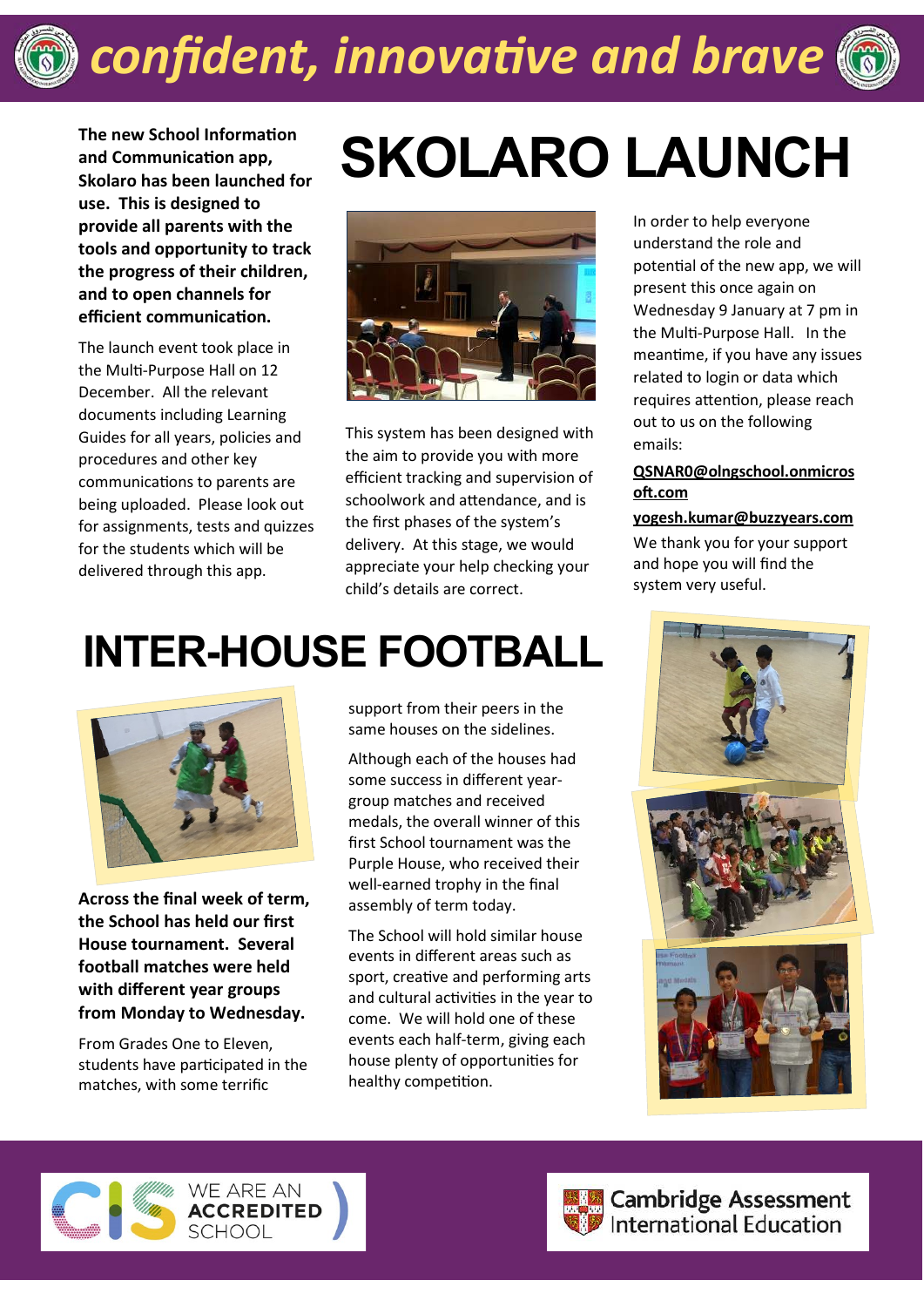# confident, innovative and brave

## SKOLARO LAUNCH

**The new School Information and Communication app, Skolaro has been launched for use. This is designed to provide all parents with the tools and opportunity to track the progress of their children, and to open channels for efficient communication.**

The launch event took place in the Multi-Purpose Hall on 12 December. All the relevant documents including Learning Guides for all years, policies and procedures and other key communications to parents are being uploaded. Please look out for assignments, tests and quizzes for the students which will be delivered through this app.

This system has been designed with the aim to provide you with more efficient tracking and supervision of schoolwork and attendance, and is the first phases of the system's delivery. At this stage, we would appreciate your help checking your child's details are correct.

In order to help everyone understand the role and potential of the new app, we will present this once again on Wednesday 9 January at 7 pm in the Multi-Purpose Hall. In the meantime, if you have any issues related to login or data which requires attention, please reach out to us on the following emails:

QSNAR0@olngschool.onmicrosoft.com

yogesh.kumar@buzzyears.com

We thank you for your support and hope you will find the system very useful.

## INTER-HOUSE FOOTBALL

**Across the final week of term, the School has held our first House tournament. Several football matches were held with different year groups from Monday to Wednesday.**

From Grades One to Eleven, students have participated in the matches, with some terrific support from their peers in the same houses on the sidelines.

Although each of the houses had some success in different year-group matches and received medals, the overall winner of this first School tournament was the Purple House, who received their well-earned trophy in the final assembly of term today.

The School will hold similar house events in different areas such as sport, creative and performing arts and cultural activities in the year to come. We will hold one of these events each half-term, giving each house plenty of opportunities for healthy competition.

WE ARE AN ACCREDITED SCHOOL

Cambridge Assessment International Education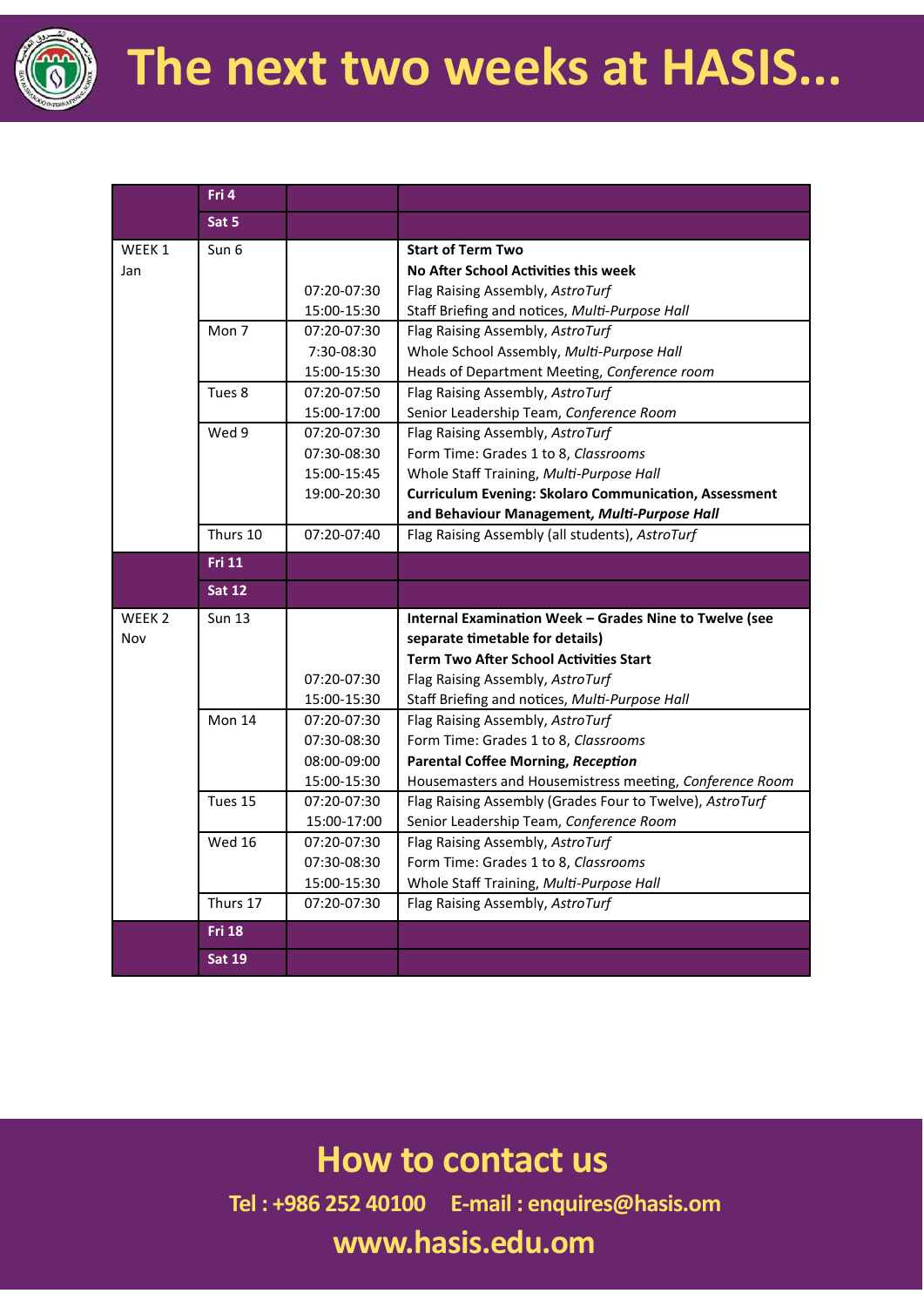# The next two weeks at HASIS...

| | | | |
|---|---|---|---|
| | **Fri 4** | | |
| | **Sat 5** | | |
| WEEK 1 Jan | Sun 6 | | **Start of Term Two** |
| | | | **No After School Activities this week** |
| | | 07:20-07:30 | Flag Raising Assembly, *AstroTurf* |
| | | 15:00-15:30 | Staff Briefing and notices, *Multi-Purpose Hall* |
| | Mon 7 | 07:20-07:30 | Flag Raising Assembly, *AstroTurf* |
| | | 7:30-08:30 | Whole School Assembly, *Multi-Purpose Hall* |
| | | 15:00-15:30 | Heads of Department Meeting, *Conference room* |
| | Tues 8 | 07:20-07:50 | Flag Raising Assembly, *AstroTurf* |
| | | 15:00-17:00 | Senior Leadership Team, *Conference Room* |
| | Wed 9 | 07:20-07:30 | Flag Raising Assembly, *AstroTurf* |
| | | 07:30-08:30 | Form Time: Grades 1 to 8, *Classrooms* |
| | | 15:00-15:45 | Whole Staff Training, *Multi-Purpose Hall* |
| | | 19:00-20:30 | **Curriculum Evening: Skolaro Communication, Assessment and Behaviour Management, *Multi-Purpose Hall*** |
| | Thurs 10 | 07:20-07:40 | Flag Raising Assembly (all students), *AstroTurf* |
| | **Fri 11** | | |
| | **Sat 12** | | |
| WEEK 2 Nov | Sun 13 | | **Internal Examination Week – Grades Nine to Twelve (see separate timetable for details)** |
| | | | **Term Two After School Activities Start** |
| | | 07:20-07:30 | Flag Raising Assembly, *AstroTurf* |
| | | 15:00-15:30 | Staff Briefing and notices, *Multi-Purpose Hall* |
| | Mon 14 | 07:20-07:30 | Flag Raising Assembly, *AstroTurf* |
| | | 07:30-08:30 | Form Time: Grades 1 to 8, *Classrooms* |
| | | 08:00-09:00 | **Parental Coffee Morning, *Reception*** |
| | | 15:00-15:30 | Housemasters and Housemistress meeting, *Conference Room* |
| | Tues 15 | 07:20-07:30 | Flag Raising Assembly (Grades Four to Twelve), *AstroTurf* |
| | | 15:00-17:00 | Senior Leadership Team, *Conference Room* |
| | Wed 16 | 07:20-07:30 | Flag Raising Assembly, *AstroTurf* |
| | | 07:30-08:30 | Form Time: Grades 1 to 8, *Classrooms* |
| | | 15:00-15:30 | Whole Staff Training, *Multi-Purpose Hall* |
| | Thurs 17 | 07:20-07:30 | Flag Raising Assembly, *AstroTurf* |
| | **Fri 18** | | |
| | **Sat 19** | | |

## How to contact us

**Tel : +986 252 40100 E-mail : enquires@hasis.om**

**www.hasis.edu.om**